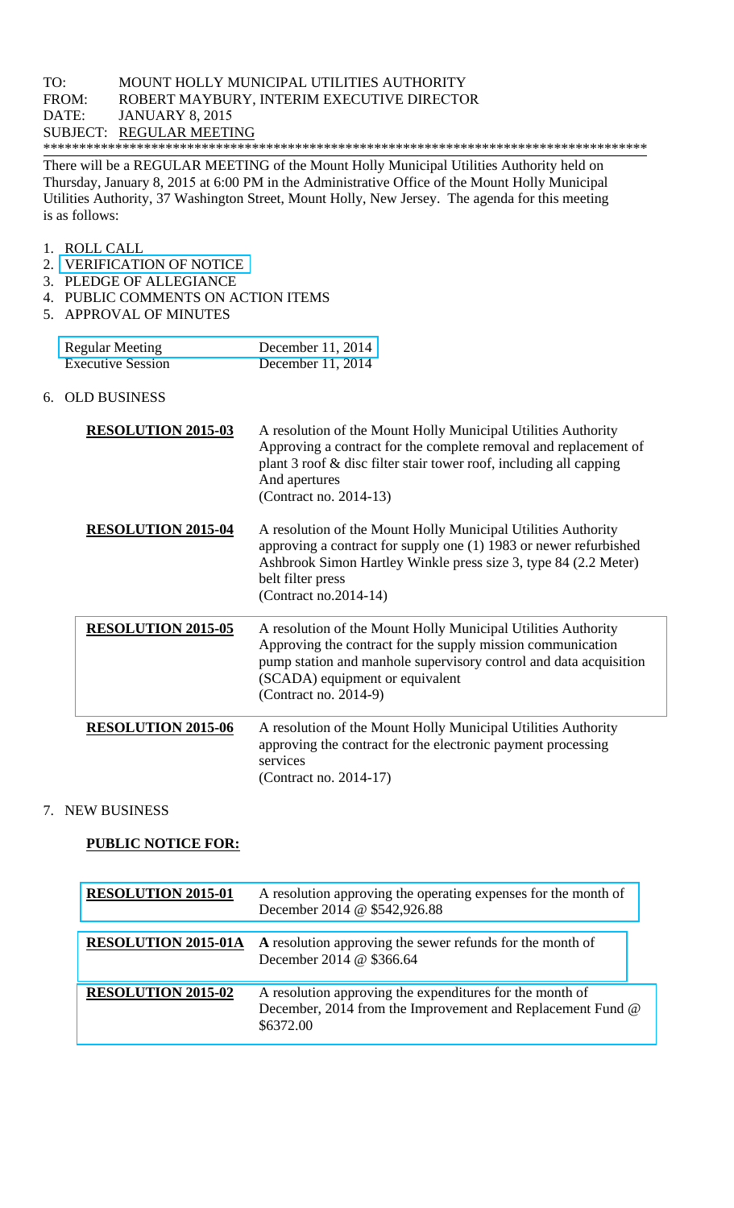TO: MOUNT HOLLY MUNICIPAL UTILITIES AUTHORITY
FROM: ROBERT MAYBURY, INTERIM EXECUTIVE DIRECTOR
DATE: JANUARY 8, 2015
SUBJECT: REGULAR MEETING

\*\*\*\*\*\*\*\*\*\*\*\*\*\*\*\*\*\*\*\*\*\*\*\*\*\*\*\*\*\*\*\*\*\*\*\*\*\*\*\*\*\*\*\*\*\*\*\*\*\*\*\*\*\*\*\*\*\*\*\*\*\*\*\*\*\*\*\*\*\*\*\*\*\*\*\*\*\*\*\*\*\*\*\*\*\*\*

There will be a REGULAR MEETING of the Mount Holly Municipal Utilities Authority held on Thursday, January 8, 2015 at 6:00 PM in the Administrative Office of the Mount Holly Municipal Utilities Authority, 37 Washington Street, Mount Holly, New Jersey. The agenda for this meeting is as follows:

1. ROLL CALL
2. VERIFICATION OF NOTICE
3. PLEDGE OF ALLEGIANCE
4. PUBLIC COMMENTS ON ACTION ITEMS
5. APPROVAL OF MINUTES

| | |
|---|---|
| Regular Meeting | December 11, 2014 |
| Executive Session | December 11, 2014 |

6. OLD BUSINESS

| | |
|---|---|
| **RESOLUTION 2015-03** | A resolution of the Mount Holly Municipal Utilities Authority Approving a contract for the complete removal and replacement of plant 3 roof & disc filter stair tower roof, including all capping And apertures (Contract no. 2014-13) |
| **RESOLUTION 2015-04** | A resolution of the Mount Holly Municipal Utilities Authority approving a contract for supply one (1) 1983 or newer refurbished Ashbrook Simon Hartley Winkle press size 3, type 84 (2.2 Meter) belt filter press (Contract no.2014-14) |
| **RESOLUTION 2015-05** | A resolution of the Mount Holly Municipal Utilities Authority Approving the contract for the supply mission communication pump station and manhole supervisory control and data acquisition (SCADA) equipment or equivalent (Contract no. 2014-9) |
| **RESOLUTION 2015-06** | A resolution of the Mount Holly Municipal Utilities Authority approving the contract for the electronic payment processing services (Contract no. 2014-17) |

7. NEW BUSINESS

**PUBLIC NOTICE FOR:**

| | |
|---|---|
| **RESOLUTION 2015-01** | A resolution approving the operating expenses for the month of December 2014 @ $542,926.88 |
| **RESOLUTION 2015-01A** | **A** resolution approving the sewer refunds for the month of December 2014 @ $366.64 |
| **RESOLUTION 2015-02** | A resolution approving the expenditures for the month of December, 2014 from the Improvement and Replacement Fund @ $6372.00 |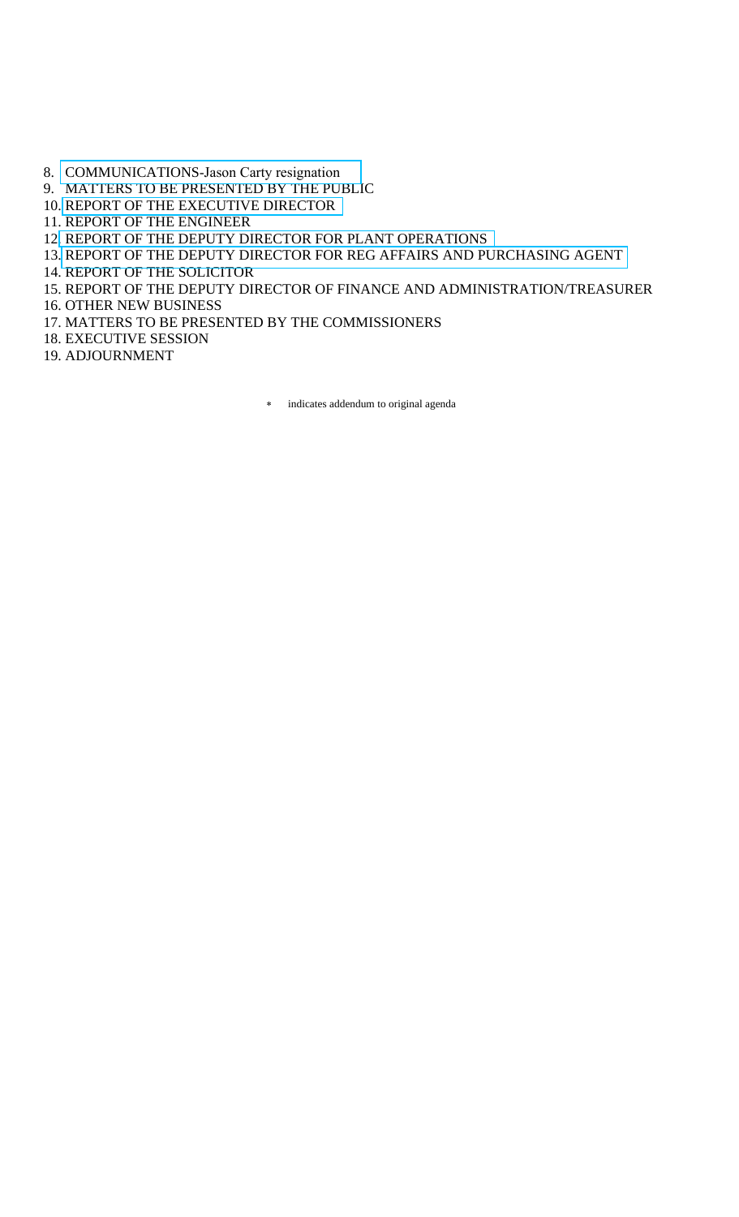8. COMMUNICATIONS-Jason Carty resignation
9. MATTERS TO BE PRESENTED BY THE PUBLIC
10. REPORT OF THE EXECUTIVE DIRECTOR
11. REPORT OF THE ENGINEER
12. REPORT OF THE DEPUTY DIRECTOR FOR PLANT OPERATIONS
13. REPORT OF THE DEPUTY DIRECTOR FOR REG AFFAIRS AND PURCHASING AGENT
14. REPORT OF THE SOLICITOR
15. REPORT OF THE DEPUTY DIRECTOR OF FINANCE AND ADMINISTRATION/TREASURER
16. OTHER NEW BUSINESS
17. MATTERS TO BE PRESENTED BY THE COMMISSIONERS
18. EXECUTIVE SESSION
19. ADJOURNMENT

* indicates addendum to original agenda